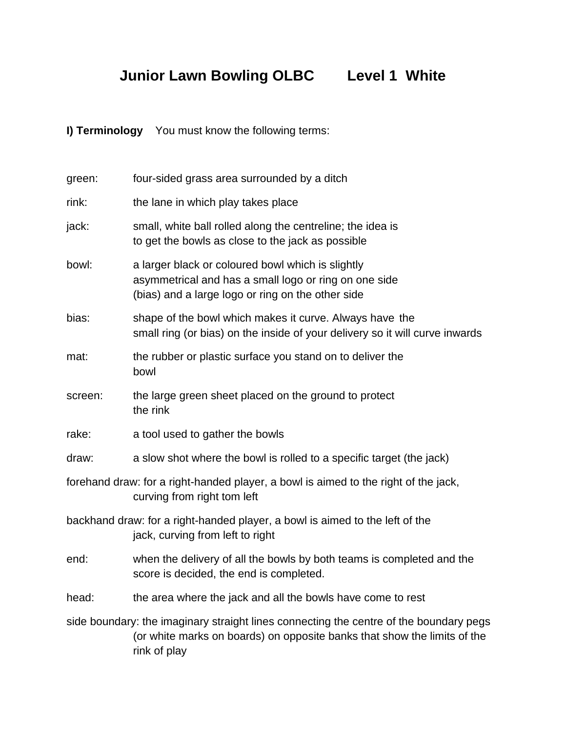# Junior Lawn Bowling OLBC Level 1 White

**I) Terminology** You must know the following terms:

green: four-sided grass area surrounded by a ditch

rink: the lane in which play takes place

jack: small, white ball rolled along the centreline; the idea is to get the bowls as close to the jack as possible

bowl: a larger black or coloured bowl which is slightly asymmetrical and has a small logo or ring on one side (bias) and a large logo or ring on the other side

bias: shape of the bowl which makes it curve. Always have the small ring (or bias) on the inside of your delivery so it will curve inwards

mat: the rubber or plastic surface you stand on to deliver the bowl

screen: the large green sheet placed on the ground to protect the rink

rake: a tool used to gather the bowls

draw: a slow shot where the bowl is rolled to a specific target (the jack)

forehand draw: for a right-handed player, a bowl is aimed to the right of the jack, curving from right tom left

backhand draw: for a right-handed player, a bowl is aimed to the left of the jack, curving from left to right

end: when the delivery of all the bowls by both teams is completed and the score is decided, the end is completed.

head: the area where the jack and all the bowls have come to rest

side boundary: the imaginary straight lines connecting the centre of the boundary pegs (or white marks on boards) on opposite banks that show the limits of the rink of play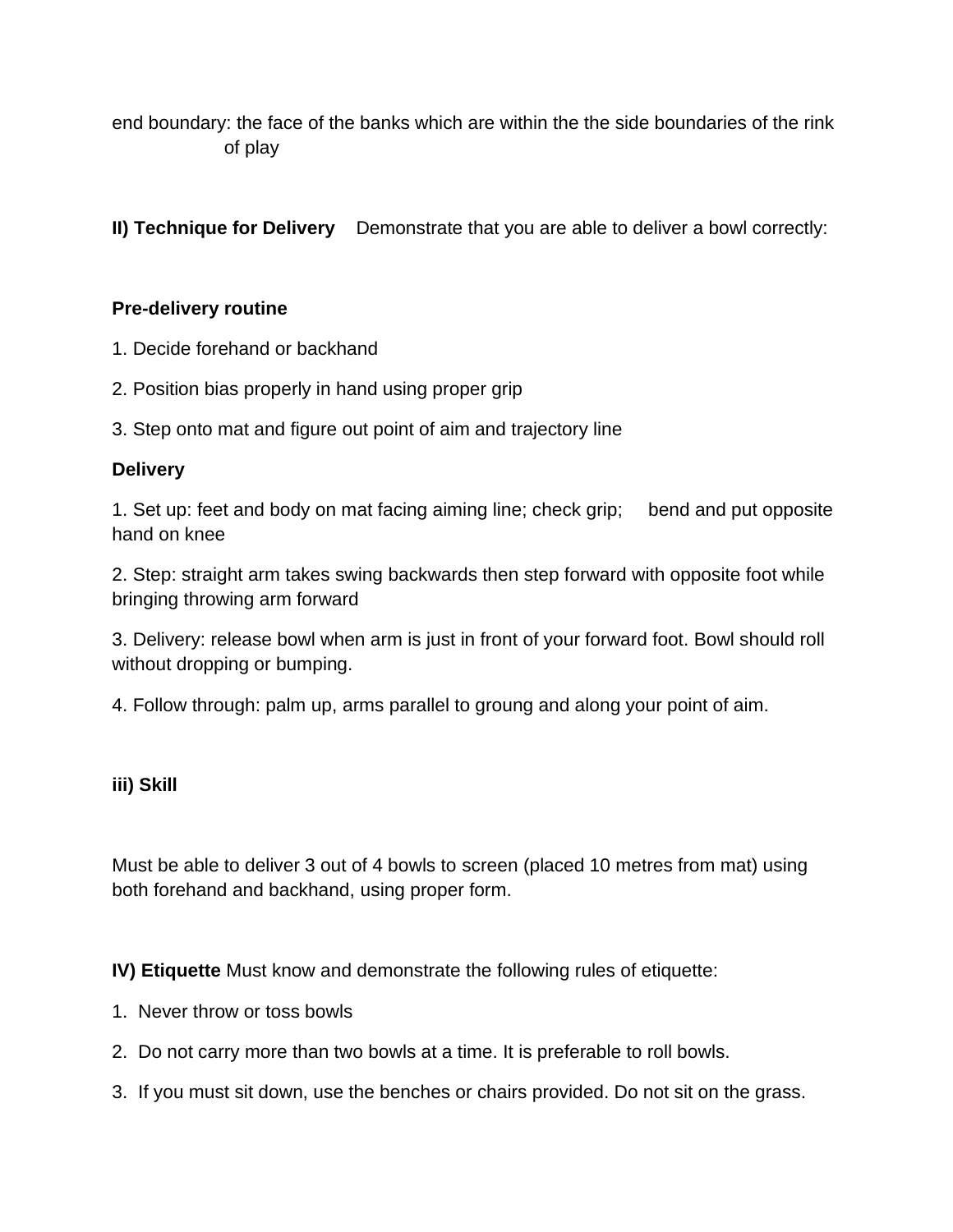end boundary: the face of the banks which are within the the side boundaries of the rink of play

**II) Technique for Delivery** Demonstrate that you are able to deliver a bowl correctly:

**Pre-delivery routine**

1. Decide forehand or backhand
2. Position bias properly in hand using proper grip
3. Step onto mat and figure out point of aim and trajectory line

**Delivery**

1. Set up: feet and body on mat facing aiming line; check grip; bend and put opposite hand on knee
2. Step: straight arm takes swing backwards then step forward with opposite foot while bringing throwing arm forward
3. Delivery: release bowl when arm is just in front of your forward foot. Bowl should roll without dropping or bumping.
4. Follow through: palm up, arms parallel to groung and along your point of aim.

**iii) Skill**

Must be able to deliver 3 out of 4 bowls to screen (placed 10 metres from mat) using both forehand and backhand, using proper form.

**IV) Etiquette** Must know and demonstrate the following rules of etiquette:

1. Never throw or toss bowls
2. Do not carry more than two bowls at a time. It is preferable to roll bowls.
3. If you must sit down, use the benches or chairs provided. Do not sit on the grass.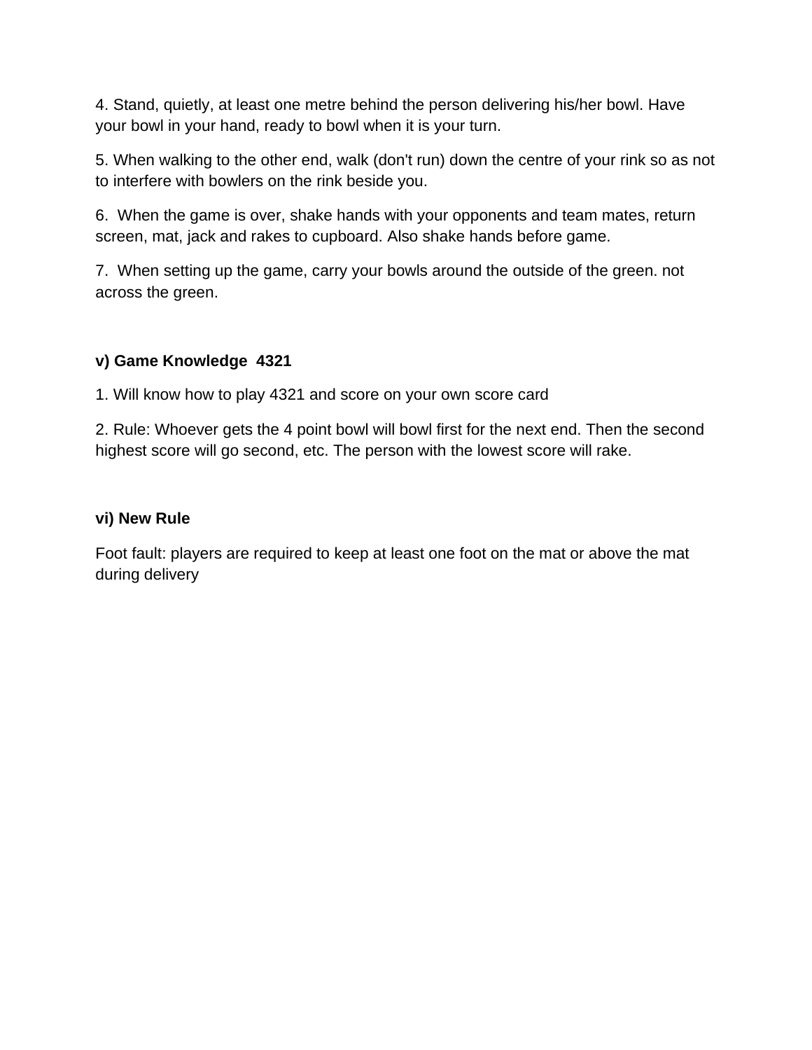4. Stand, quietly, at least one metre behind the person delivering his/her bowl. Have your bowl in your hand, ready to bowl when it is your turn.

5. When walking to the other end, walk (don't run) down the centre of your rink so as not to interfere with bowlers on the rink beside you.

6. When the game is over, shake hands with your opponents and team mates, return screen, mat, jack and rakes to cupboard. Also shake hands before game.

7. When setting up the game, carry your bowls around the outside of the green. not across the green.

**v) Game Knowledge 4321**

1. Will know how to play 4321 and score on your own score card

2. Rule: Whoever gets the 4 point bowl will bowl first for the next end. Then the second highest score will go second, etc. The person with the lowest score will rake.

**vi) New Rule**

Foot fault: players are required to keep at least one foot on the mat or above the mat during delivery